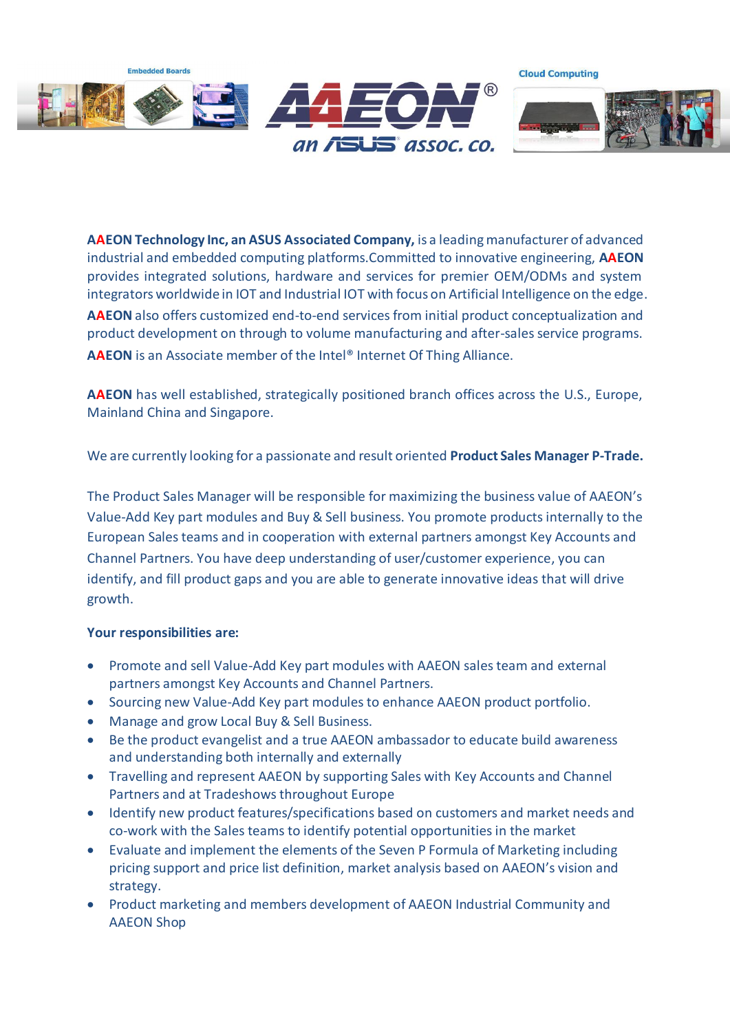**AAEON Technology Inc, an ASUS Associated Company,** is a leading manufacturer of advanced industrial and embedded computing platforms.Committed to innovative engineering, **AAEON** provides integrated solutions, hardware and services for premier OEM/ODMs and system integrators worldwide in IOT and Industrial IOT with focus on Artificial Intelligence on the edge. **AAEON** also offers customized end-to-end services from initial product conceptualization and product development on through to volume manufacturing and after-sales service programs. **AAEON** is an Associate member of the Intel® Internet Of Thing Alliance.

**AAEON** has well established, strategically positioned branch offices across the U.S., Europe, Mainland China and Singapore.

We are currently looking for a passionate and result oriented **Product Sales Manager P-Trade.**

The Product Sales Manager will be responsible for maximizing the business value of AAEON's Value-Add Key part modules and Buy & Sell business. You promote products internally to the European Sales teams and in cooperation with external partners amongst Key Accounts and Channel Partners. You have deep understanding of user/customer experience, you can identify, and fill product gaps and you are able to generate innovative ideas that will drive growth.

**Your responsibilities are:**

- Promote and sell Value-Add Key part modules with AAEON sales team and external partners amongst Key Accounts and Channel Partners.
- Sourcing new Value-Add Key part modules to enhance AAEON product portfolio.
- Manage and grow Local Buy & Sell Business.
- Be the product evangelist and a true AAEON ambassador to educate build awareness and understanding both internally and externally
- Travelling and represent AAEON by supporting Sales with Key Accounts and Channel Partners and at Tradeshows throughout Europe
- Identify new product features/specifications based on customers and market needs and co-work with the Sales teams to identify potential opportunities in the market
- Evaluate and implement the elements of the Seven P Formula of Marketing including pricing support and price list definition, market analysis based on AAEON's vision and strategy.
- Product marketing and members development of AAEON Industrial Community and AAEON Shop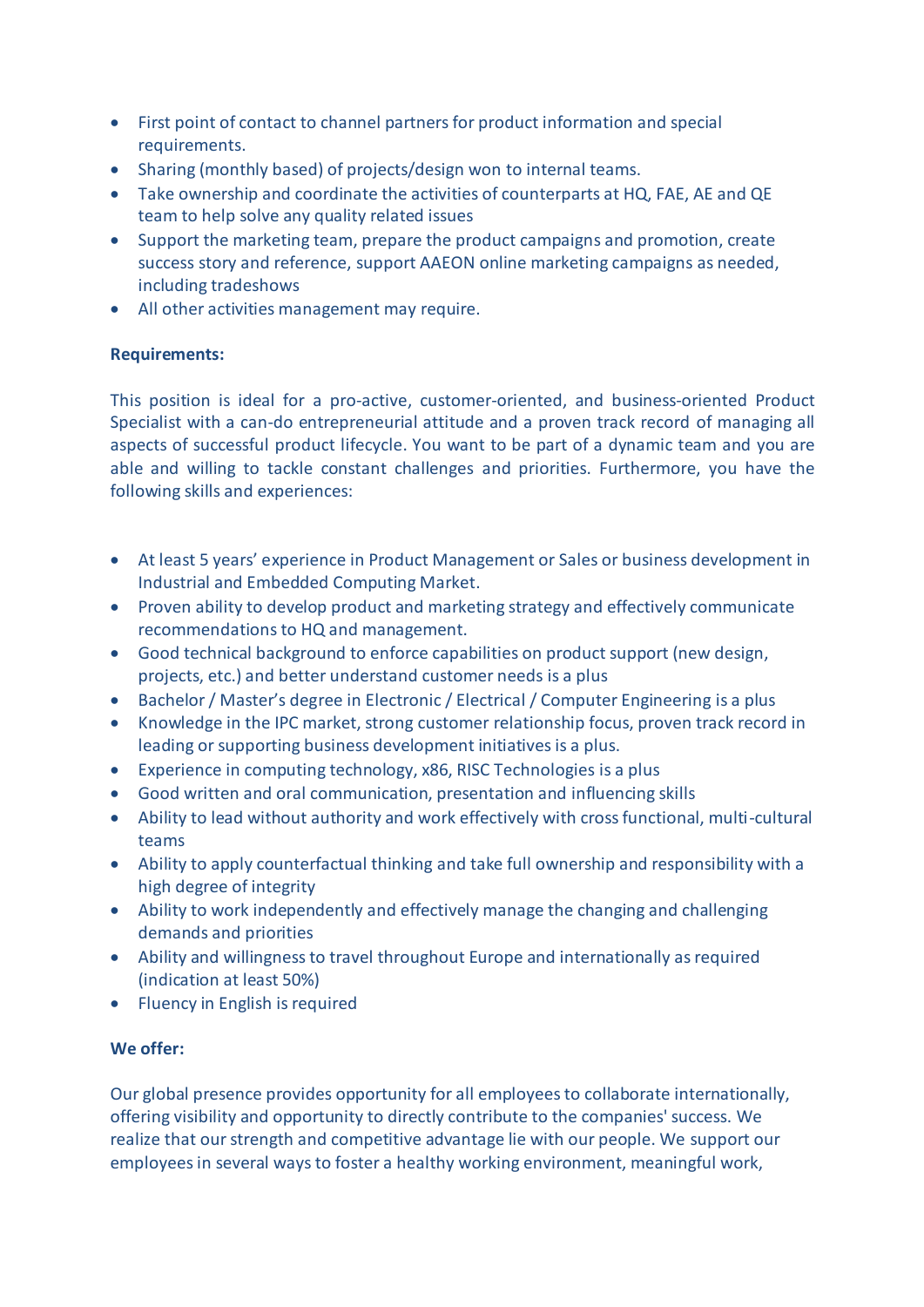- First point of contact to channel partners for product information and special requirements.
- Sharing (monthly based) of projects/design won to internal teams.
- Take ownership and coordinate the activities of counterparts at HQ, FAE, AE and QE team to help solve any quality related issues
- Support the marketing team, prepare the product campaigns and promotion, create success story and reference, support AAEON online marketing campaigns as needed, including tradeshows
- All other activities management may require.

**Requirements:**

This position is ideal for a pro-active, customer-oriented, and business-oriented Product Specialist with a can-do entrepreneurial attitude and a proven track record of managing all aspects of successful product lifecycle. You want to be part of a dynamic team and you are able and willing to tackle constant challenges and priorities. Furthermore, you have the following skills and experiences:

- At least 5 years' experience in Product Management or Sales or business development in Industrial and Embedded Computing Market.
- Proven ability to develop product and marketing strategy and effectively communicate recommendations to HQ and management.
- Good technical background to enforce capabilities on product support (new design, projects, etc.) and better understand customer needs is a plus
- Bachelor / Master's degree in Electronic / Electrical / Computer Engineering is a plus
- Knowledge in the IPC market, strong customer relationship focus, proven track record in leading or supporting business development initiatives is a plus.
- Experience in computing technology, x86, RISC Technologies is a plus
- Good written and oral communication, presentation and influencing skills
- Ability to lead without authority and work effectively with cross functional, multi-cultural teams
- Ability to apply counterfactual thinking and take full ownership and responsibility with a high degree of integrity
- Ability to work independently and effectively manage the changing and challenging demands and priorities
- Ability and willingness to travel throughout Europe and internationally as required (indication at least 50%)
- Fluency in English is required

**We offer:**

Our global presence provides opportunity for all employees to collaborate internationally, offering visibility and opportunity to directly contribute to the companies' success. We realize that our strength and competitive advantage lie with our people. We support our employees in several ways to foster a healthy working environment, meaningful work,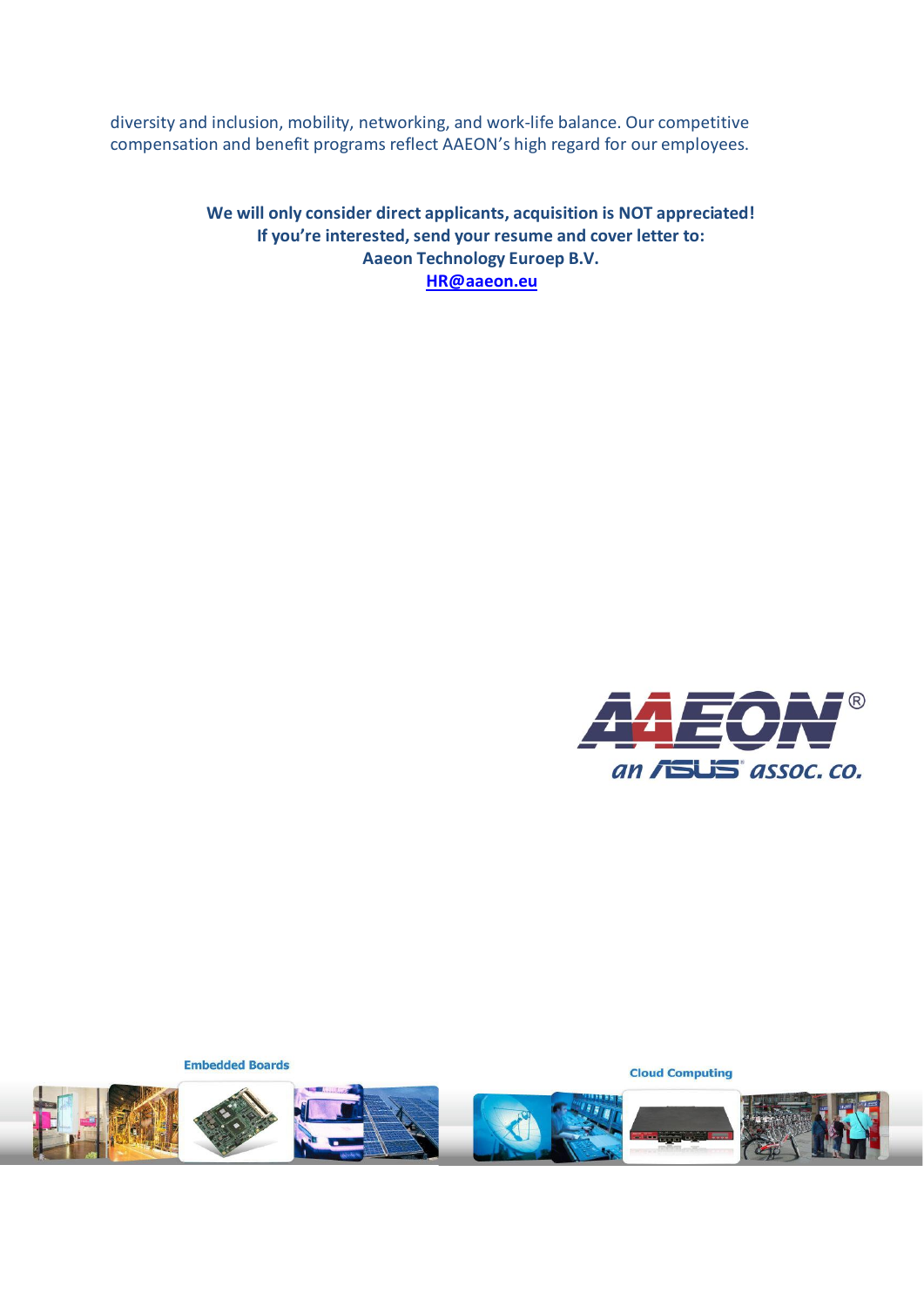diversity and inclusion, mobility, networking, and work-life balance. Our competitive compensation and benefit programs reflect AAEON's high regard for our employees.

**We will only consider direct applicants, acquisition is NOT appreciated!**
**If you're interested, send your resume and cover letter to:**
**Aaeon Technology Euroep B.V.**
**HR@aaeon.eu**